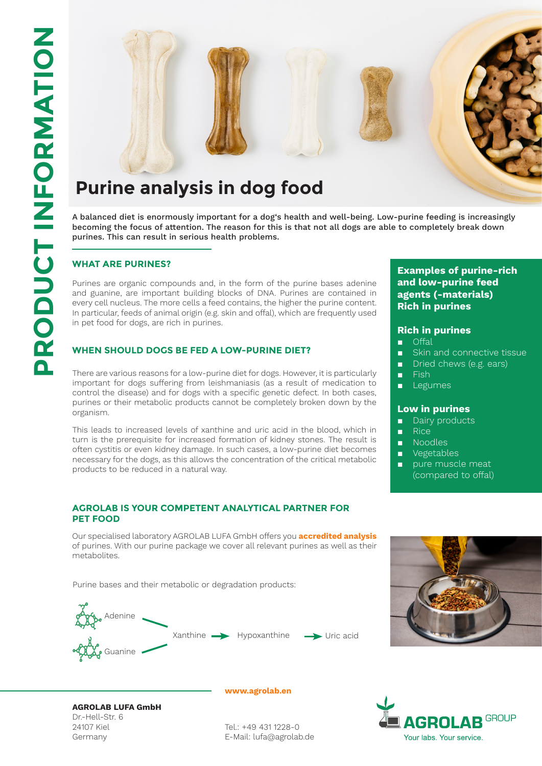# PRODUCT INFORMATION

# Purine analysis in dog food

**A balanced diet is enormously important for a dog's health and well-being. Low-purine feeding is increasingly becoming the focus of attention. The reason for this is that not all dogs are able to completely break down purines. This can result in serious health problems.**

## WHAT ARE PURINES?

Purines are organic compounds and, in the form of the purine bases adenine and guanine, are important building blocks of DNA. Purines are contained in every cell nucleus. The more cells a feed contains, the higher the purine content. In particular, feeds of animal origin (e.g. skin and offal), which are frequently used in pet food for dogs, are rich in purines.

## WHEN SHOULD DOGS BE FED A LOW-PURINE DIET?

There are various reasons for a low-purine diet for dogs. However, it is particularly important for dogs suffering from leishmaniasis (as a result of medication to control the disease) and for dogs with a specific genetic defect. In both cases, purines or their metabolic products cannot be completely broken down by the organism.

This leads to increased levels of xanthine and uric acid in the blood, which in turn is the prerequisite for increased formation of kidney stones. The result is often cystitis or even kidney damage. In such cases, a low-purine diet becomes necessary for the dogs, as this allows the concentration of the critical metabolic products to be reduced in a natural way.

### Examples of purine-rich and low-purine feed agents (-materials) Rich in purines

**Rich in purines**

- Offal
- Skin and connective tissue
- Dried chews (e.g. ears)
- Fish
- Legumes

**Low in purines**

- Dairy products
- Rice
- Noodles
- Vegetables
- pure muscle meat (compared to offal)

## AGROLAB IS YOUR COMPETENT ANALYTICAL PARTNER FOR PET FOOD

Our specialised laboratory AGROLAB LUFA GmbH offers you **accredited analysis** of purines. With our purine package we cover all relevant purines as well as their metabolites.

Purine bases and their metabolic or degradation products:

Adenine, Guanine → Xanthine → Hypoxanthine → Uric acid

**www.agrolab.en**

**AGROLAB LUFA GmbH**
Dr.-Hell-Str. 6
24107 Kiel
Germany

Tel.: +49 431 1228-0
E-Mail: lufa@agrolab.de

AGROLAB GROUP
Your labs. Your service.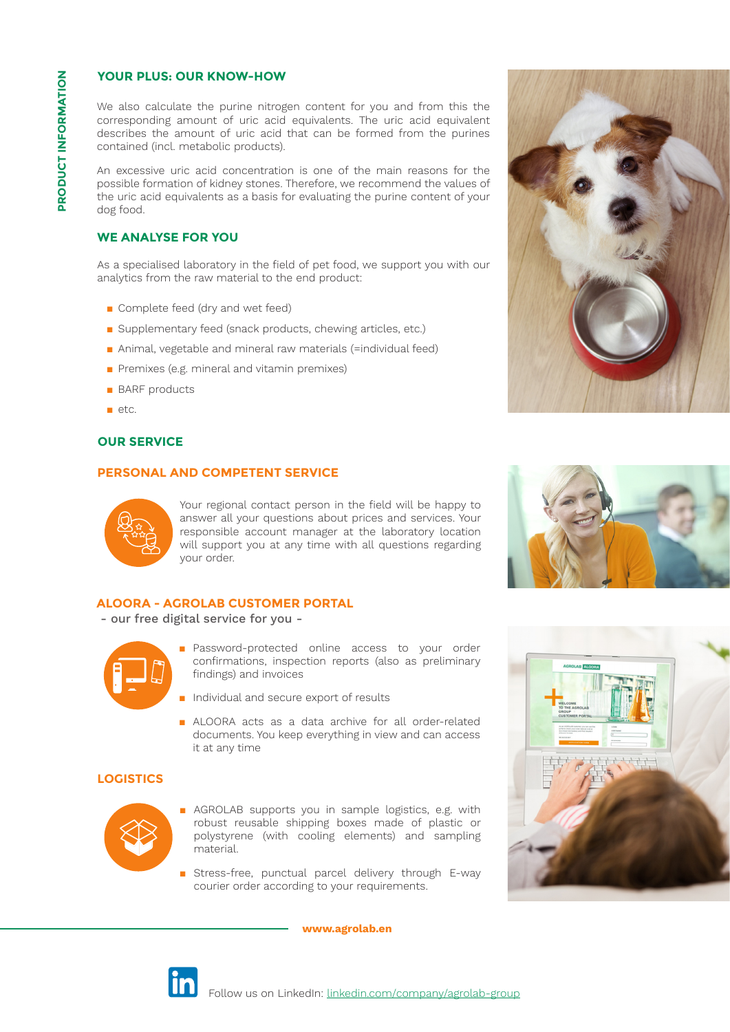## YOUR PLUS: OUR KNOW-HOW

We also calculate the purine nitrogen content for you and from this the corresponding amount of uric acid equivalents. The uric acid equivalent describes the amount of uric acid that can be formed from the purines contained (incl. metabolic products).

An excessive uric acid concentration is one of the main reasons for the possible formation of kidney stones. Therefore, we recommend the values of the uric acid equivalents as a basis for evaluating the purine content of your dog food.

## WE ANALYSE FOR YOU

As a specialised laboratory in the field of pet food, we support you with our analytics from the raw material to the end product:

- Complete feed (dry and wet feed)
- Supplementary feed (snack products, chewing articles, etc.)
- Animal, vegetable and mineral raw materials (=individual feed)
- Premixes (e.g. mineral and vitamin premixes)
- BARF products
- etc.

## OUR SERVICE

### PERSONAL AND COMPETENT SERVICE

Your regional contact person in the field will be happy to answer all your questions about prices and services. Your responsible account manager at the laboratory location will support you at any time with all questions regarding your order.

### ALOORA - AGROLAB CUSTOMER PORTAL

- our free digital service for you -

- Password-protected online access to your order confirmations, inspection reports (also as preliminary findings) and invoices
- Individual and secure export of results
- ALOORA acts as a data archive for all order-related documents. You keep everything in view and can access it at any time

### LOGISTICS

- AGROLAB supports you in sample logistics, e.g. with robust reusable shipping boxes made of plastic or polystyrene (with cooling elements) and sampling material.
- Stress-free, punctual parcel delivery through E-way courier order according to your requirements.

**www.agrolab.en**

Follow us on LinkedIn: linkedin.com/company/agrolab-group